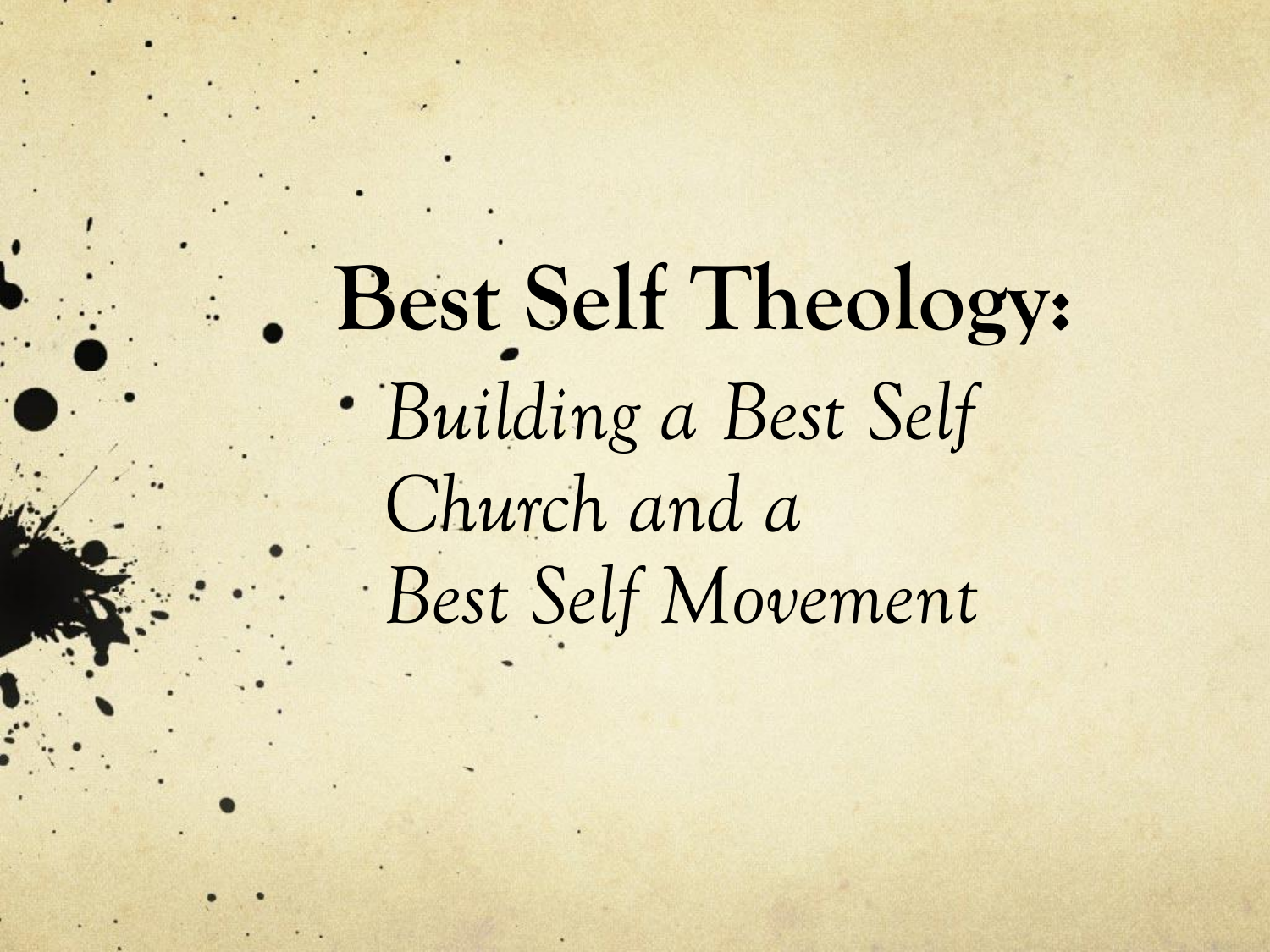# Best Self Theology:

- *Building a Best Self Church and a Best Self Movement*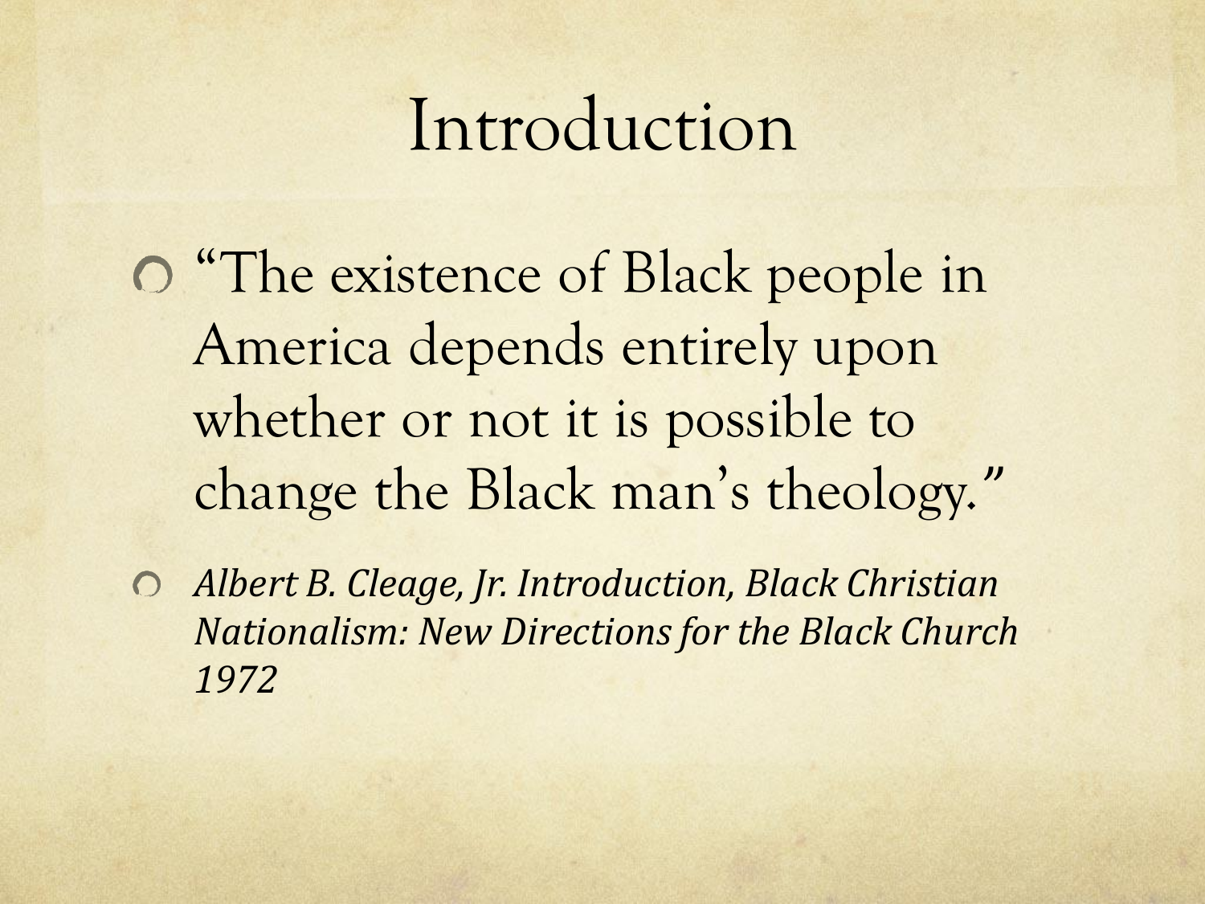# Introduction

- "The existence of Black people in America depends entirely upon whether or not it is possible to change the Black man's theology."
- *Albert B. Cleage, Jr. Introduction, Black Christian Nationalism: New Directions for the Black Church 1972*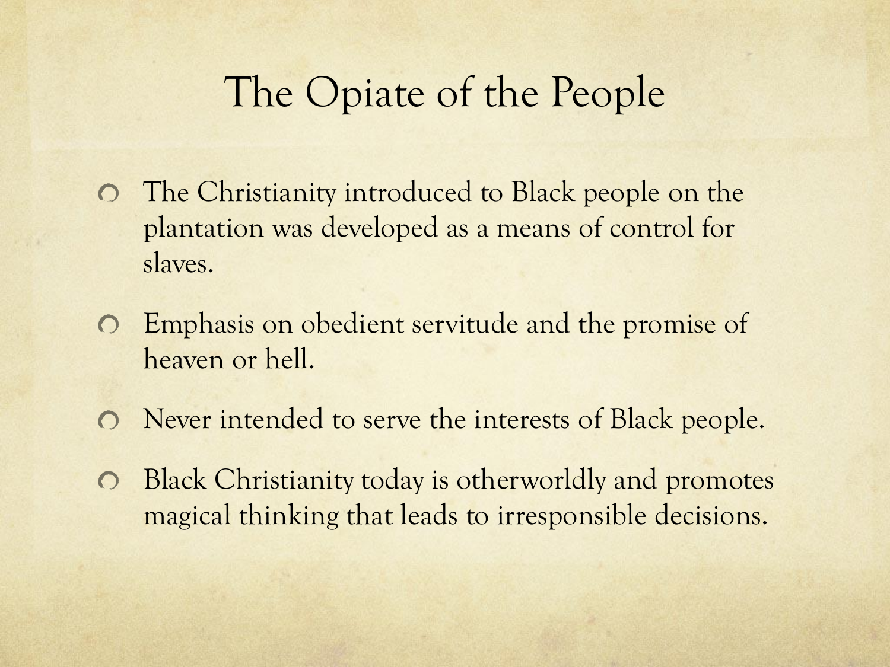# The Opiate of the People

- The Christianity introduced to Black people on the plantation was developed as a means of control for slaves.
- Emphasis on obedient servitude and the promise of heaven or hell.
- Never intended to serve the interests of Black people.
- Black Christianity today is otherworldly and promotes magical thinking that leads to irresponsible decisions.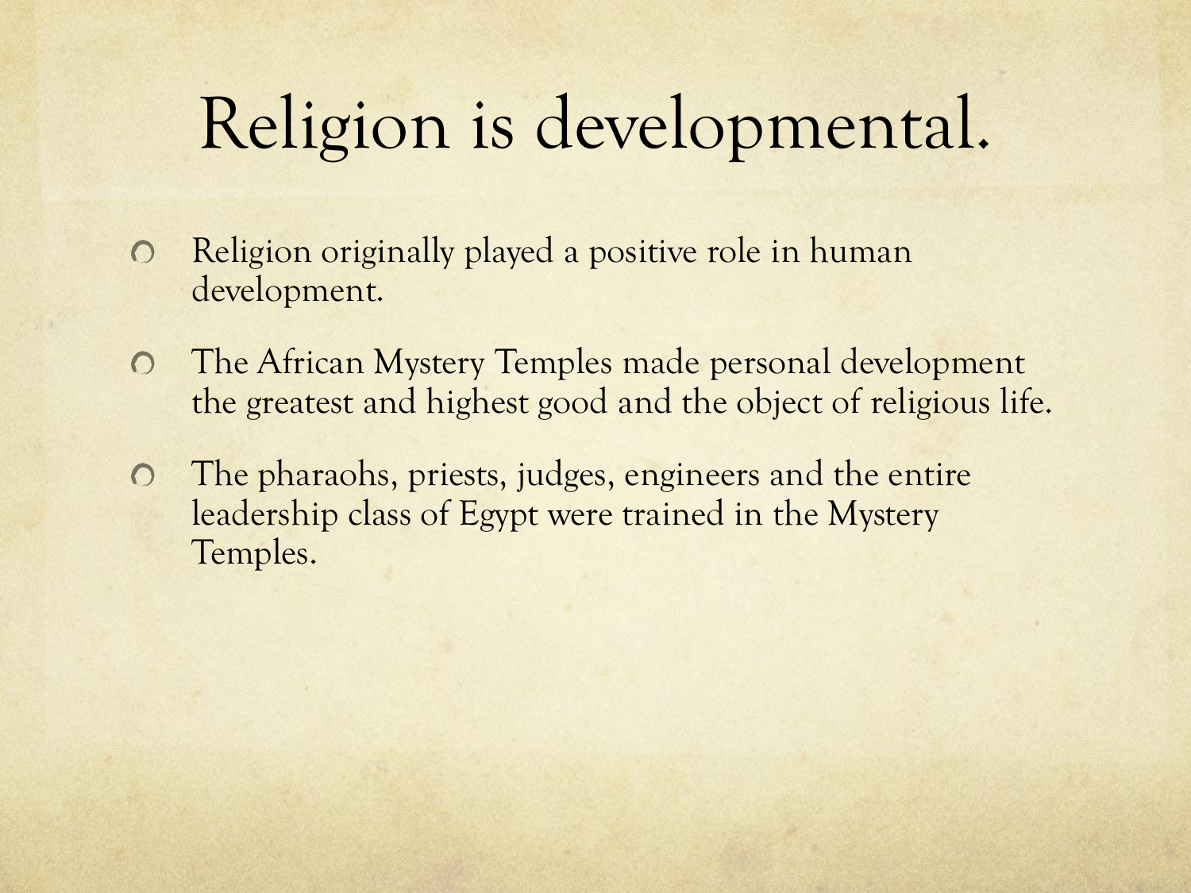# Religion is developmental.

- Religion originally played a positive role in human development.
- The African Mystery Temples made personal development the greatest and highest good and the object of religious life.
- The pharaohs, priests, judges, engineers and the entire leadership class of Egypt were trained in the Mystery Temples.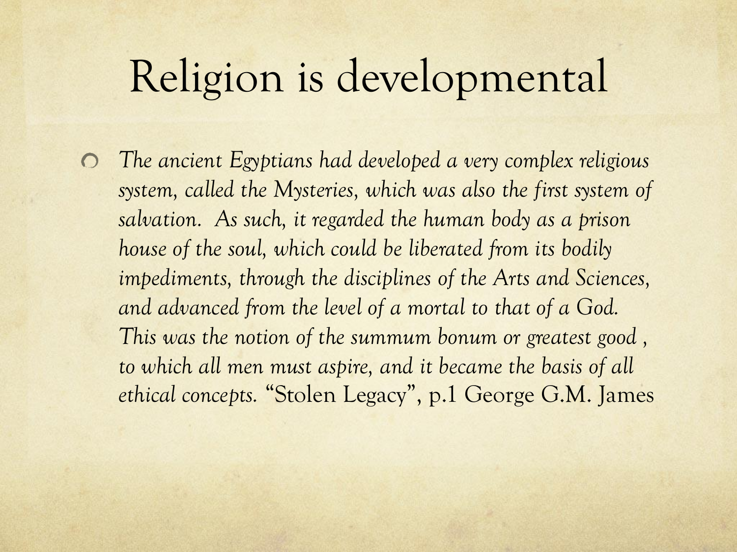# Religion is developmental

- *The ancient Egyptians had developed a very complex religious system, called the Mysteries, which was also the first system of salvation. As such, it regarded the human body as a prison house of the soul, which could be liberated from its bodily impediments, through the disciplines of the Arts and Sciences, and advanced from the level of a mortal to that of a God. This was the notion of the summum bonum or greatest good , to which all men must aspire, and it became the basis of all ethical concepts.* "Stolen Legacy", p.1 George G.M. James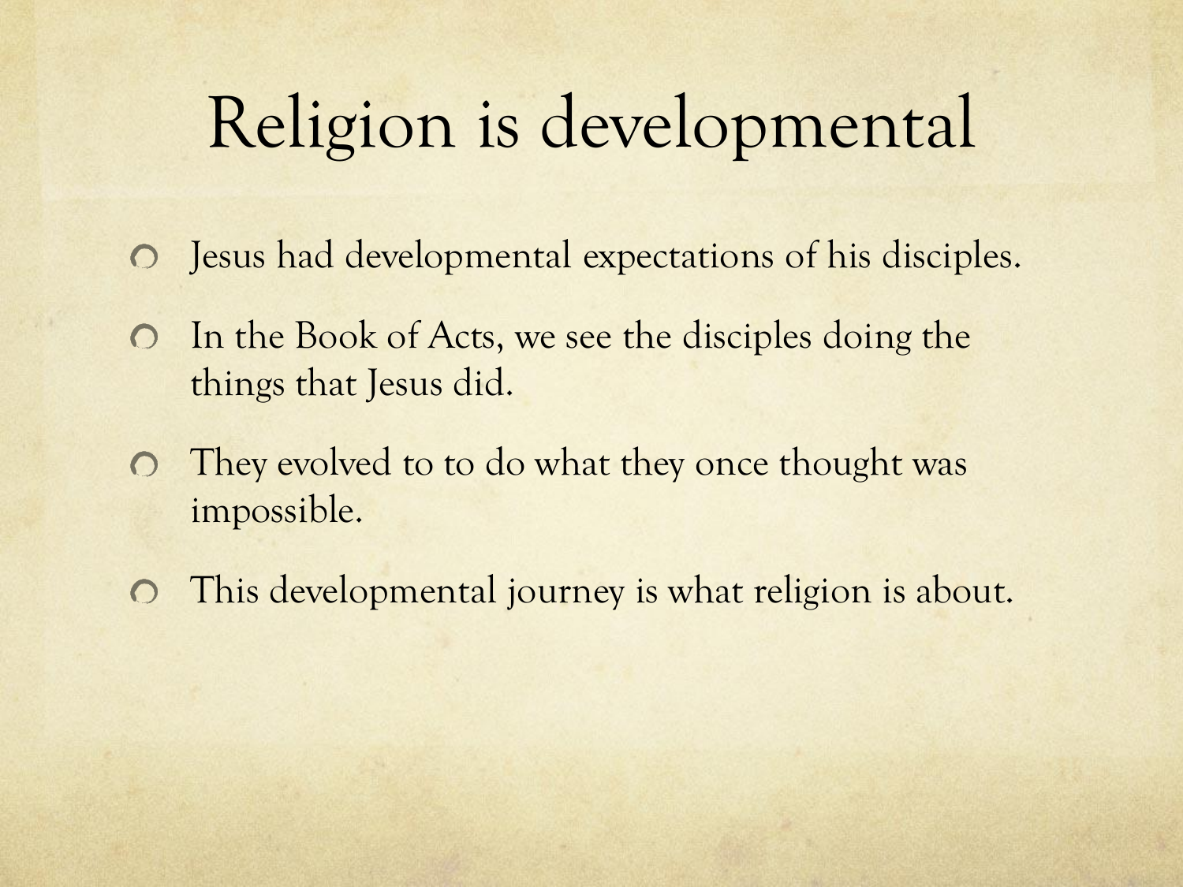# Religion is developmental

- Jesus had developmental expectations of his disciples.
- In the Book of Acts, we see the disciples doing the things that Jesus did.
- They evolved to to do what they once thought was impossible.
- This developmental journey is what religion is about.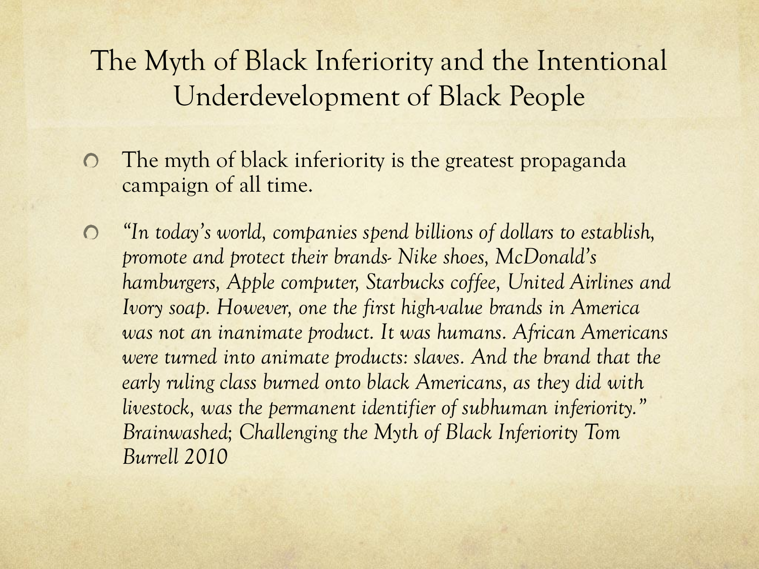# The Myth of Black Inferiority and the Intentional Underdevelopment of Black People

- The myth of black inferiority is the greatest propaganda campaign of all time.
- *"In today's world, companies spend billions of dollars to establish, promote and protect their brands- Nike shoes, McDonald's hamburgers, Apple computer, Starbucks coffee, United Airlines and Ivory soap. However, one the first high-value brands in America was not an inanimate product. It was humans. African Americans were turned into animate products: slaves. And the brand that the early ruling class burned onto black Americans, as they did with livestock, was the permanent identifier of subhuman inferiority." Brainwashed; Challenging the Myth of Black Inferiority Tom Burrell 2010*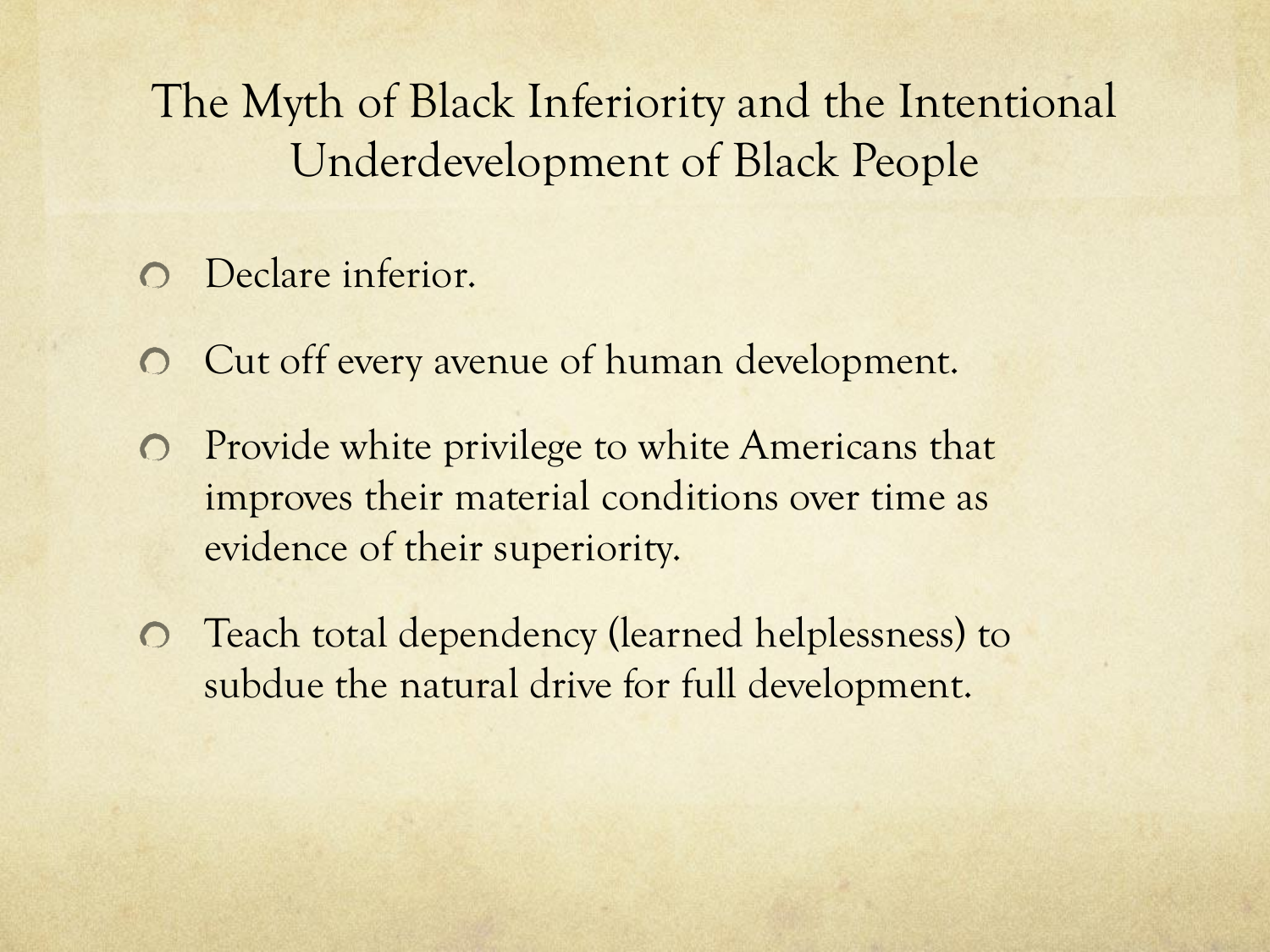# The Myth of Black Inferiority and the Intentional Underdevelopment of Black People

- Declare inferior.
- Cut off every avenue of human development.
- Provide white privilege to white Americans that improves their material conditions over time as evidence of their superiority.
- Teach total dependency (learned helplessness) to subdue the natural drive for full development.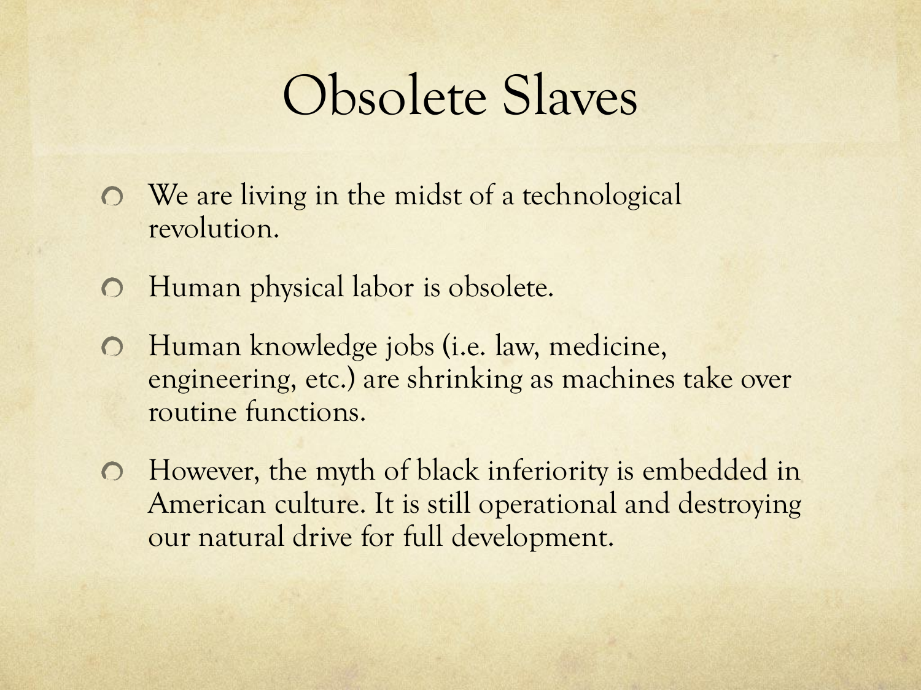# Obsolete Slaves

- We are living in the midst of a technological revolution.
- Human physical labor is obsolete.
- Human knowledge jobs (i.e. law, medicine, engineering, etc.) are shrinking as machines take over routine functions.
- However, the myth of black inferiority is embedded in American culture. It is still operational and destroying our natural drive for full development.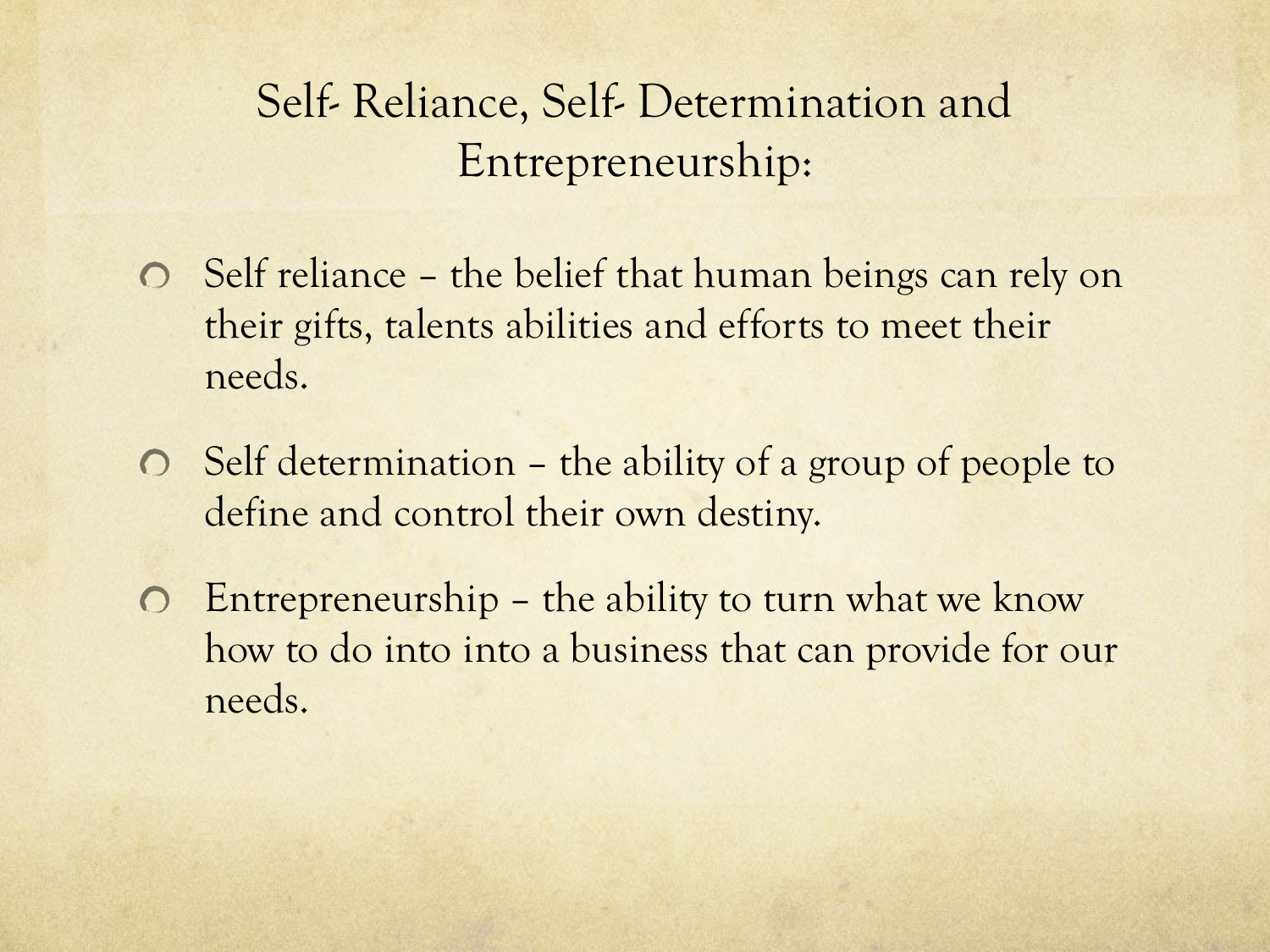# Self- Reliance, Self- Determination and Entrepreneurship:

- Self reliance – the belief that human beings can rely on their gifts, talents abilities and efforts to meet their needs.
- Self determination – the ability of a group of people to define and control their own destiny.
- Entrepreneurship – the ability to turn what we know how to do into into a business that can provide for our needs.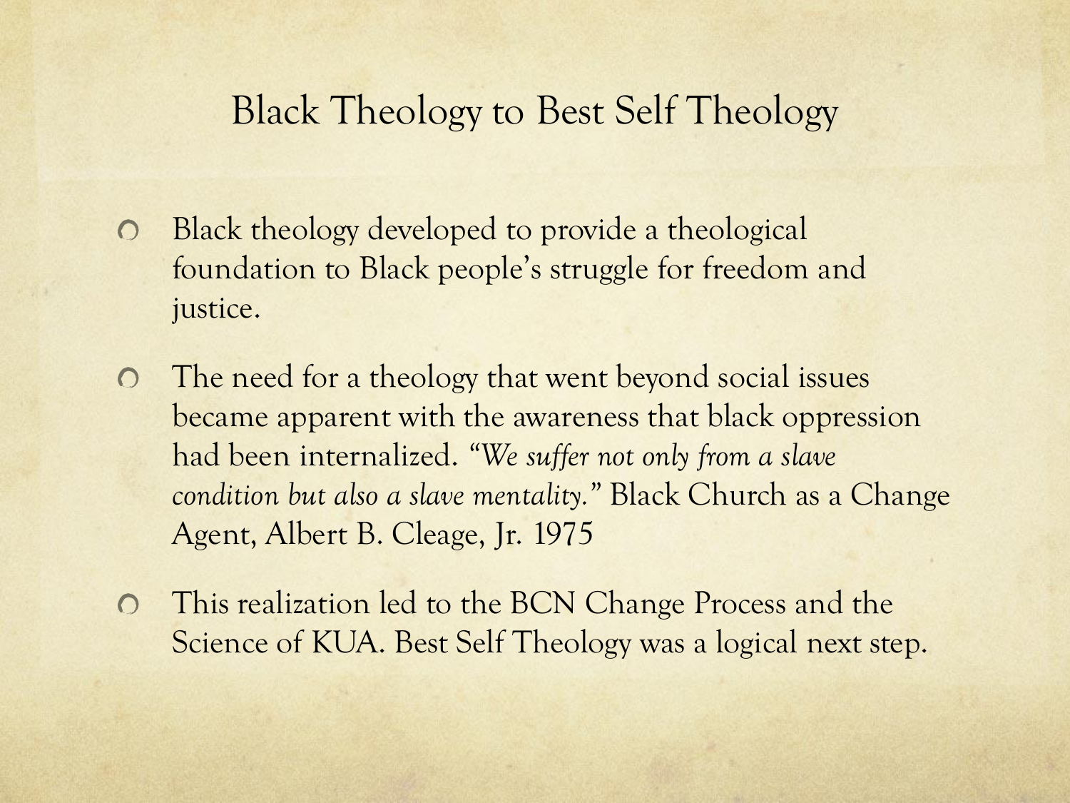# Black Theology to Best Self Theology

- Black theology developed to provide a theological foundation to Black people's struggle for freedom and justice.
- The need for a theology that went beyond social issues became apparent with the awareness that black oppression had been internalized. "*We suffer not only from a slave condition but also a slave mentality.*" Black Church as a Change Agent, Albert B. Cleage, Jr. 1975
- This realization led to the BCN Change Process and the Science of KUA. Best Self Theology was a logical next step.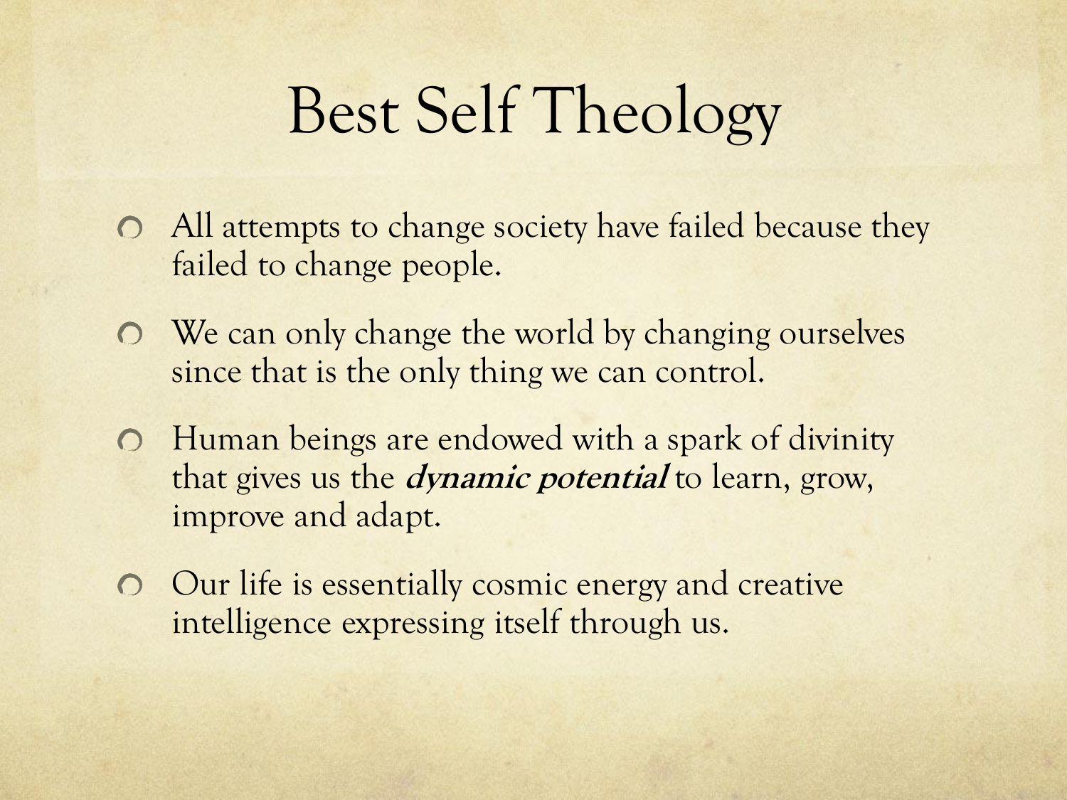# Best Self Theology

- All attempts to change society have failed because they failed to change people.
- We can only change the world by changing ourselves since that is the only thing we can control.
- Human beings are endowed with a spark of divinity that gives us the ***dynamic potential*** to learn, grow, improve and adapt.
- Our life is essentially cosmic energy and creative intelligence expressing itself through us.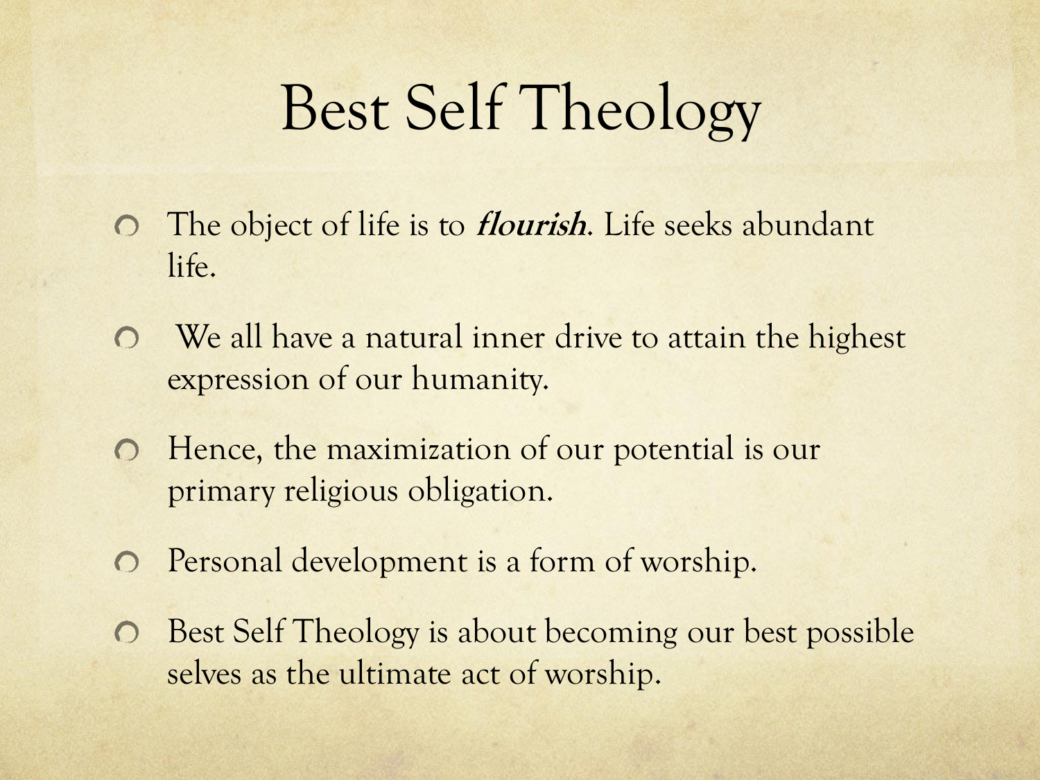# Best Self Theology

- The object of life is to ***flourish***. Life seeks abundant life.
- We all have a natural inner drive to attain the highest expression of our humanity.
- Hence, the maximization of our potential is our primary religious obligation.
- Personal development is a form of worship.
- Best Self Theology is about becoming our best possible selves as the ultimate act of worship.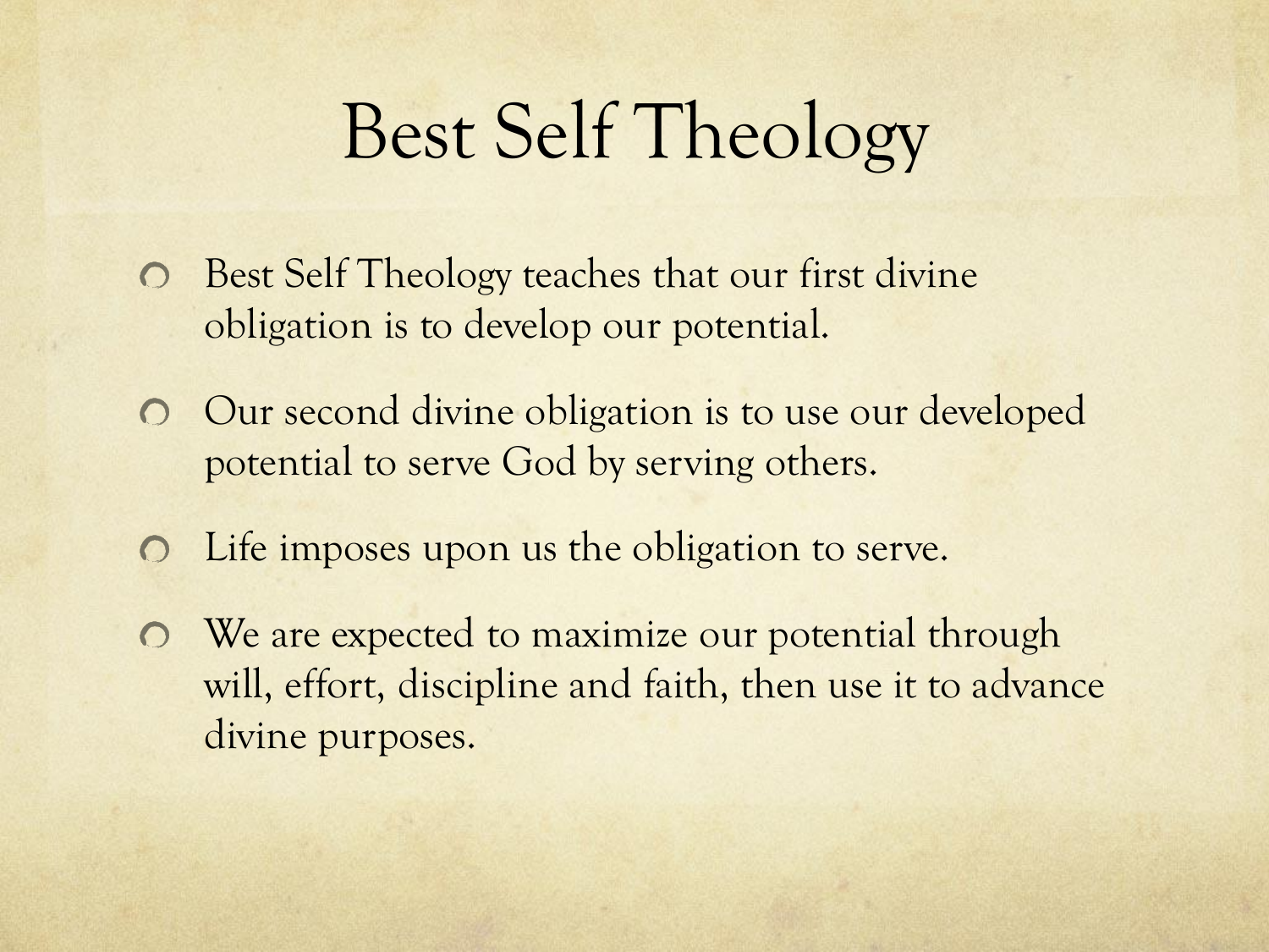# Best Self Theology

- Best Self Theology teaches that our first divine obligation is to develop our potential.
- Our second divine obligation is to use our developed potential to serve God by serving others.
- Life imposes upon us the obligation to serve.
- We are expected to maximize our potential through will, effort, discipline and faith, then use it to advance divine purposes.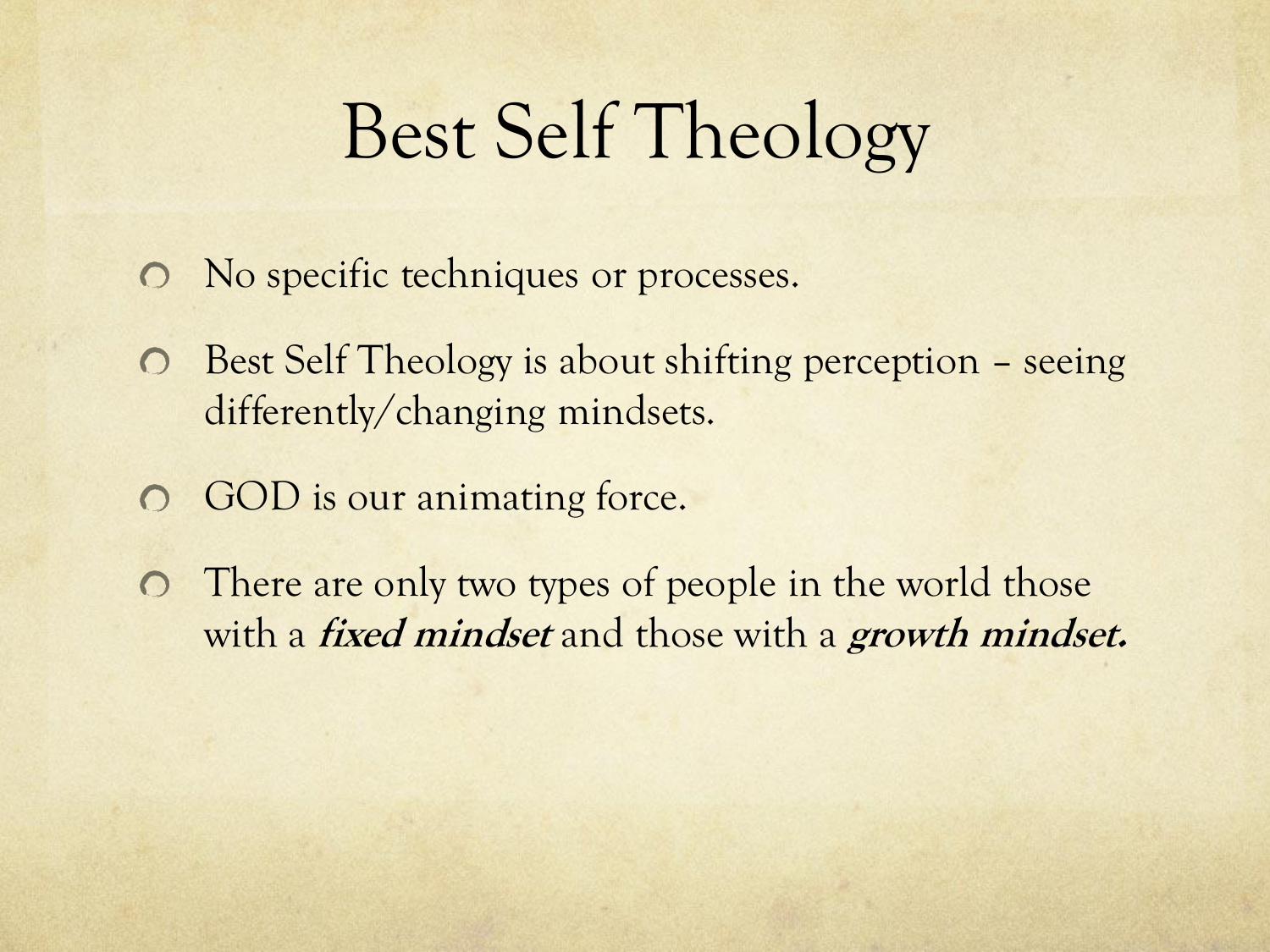# Best Self Theology

- No specific techniques or processes.
- Best Self Theology is about shifting perception – seeing differently/changing mindsets.
- GOD is our animating force.
- There are only two types of people in the world those with a ***fixed mindset*** and those with a ***growth mindset.***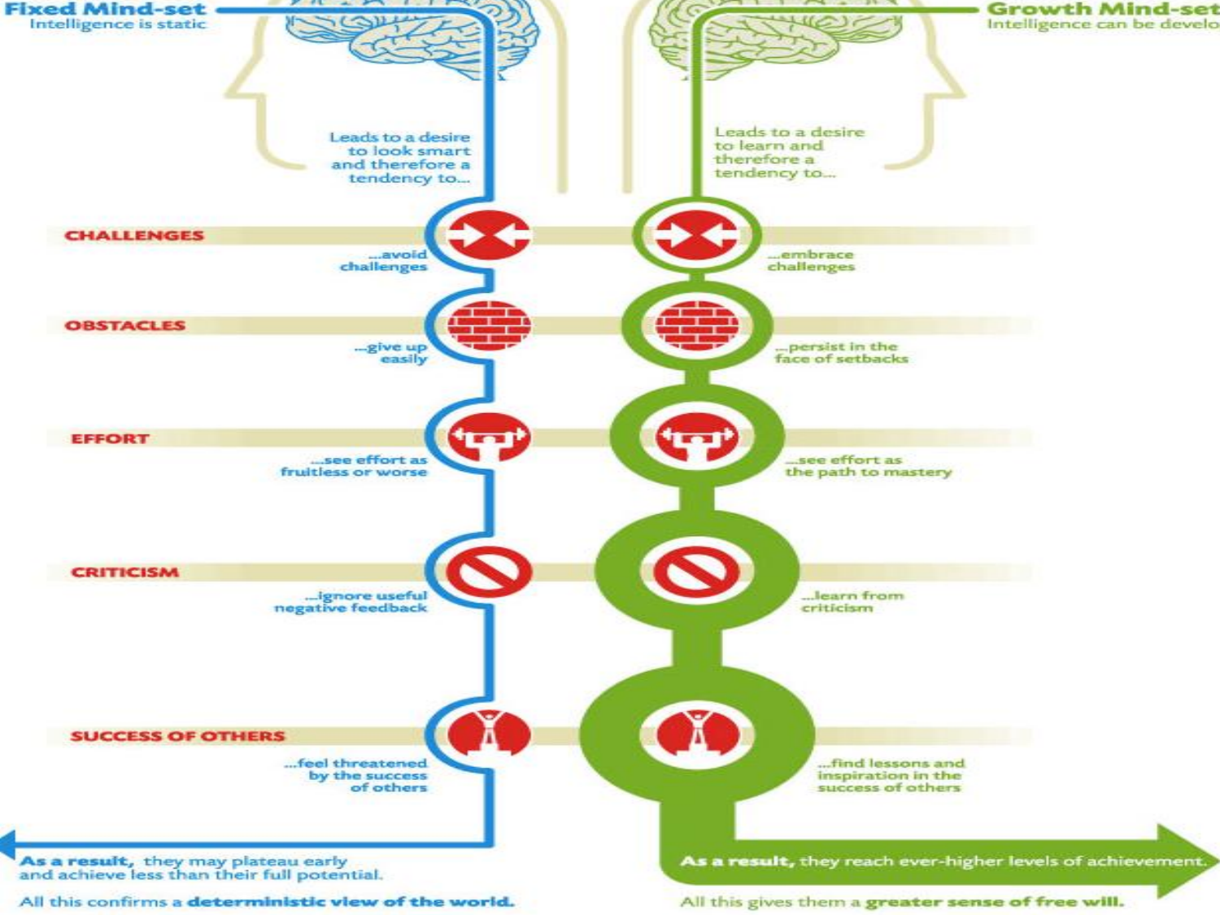## Fixed Mind-set
Intelligence is static

Leads to a desire to look smart and therefore a tendency to...

- **CHALLENGES** ...avoid challenges
- **OBSTACLES** ...give up easily
- **EFFORT** ...see effort as fruitless or worse
- **CRITICISM** ...ignore useful negative feedback
- **SUCCESS OF OTHERS** ...feel threatened by the success of others

**As a result,** they may plateau early and achieve less than their full potential.

All this confirms a **deterministic view of the world.**

## Growth Mind-set
Intelligence can be develo

Leads to a desire to learn and therefore a tendency to...

- **CHALLENGES** ...embrace challenges
- **OBSTACLES** ...persist in the face of setbacks
- **EFFORT** ...see effort as the path to mastery
- **CRITICISM** ...learn from criticism
- **SUCCESS OF OTHERS** ...find lessons and inspiration in the success of others

**As a result,** they reach ever-higher levels of achievement.

All this gives them a **greater sense of free will.**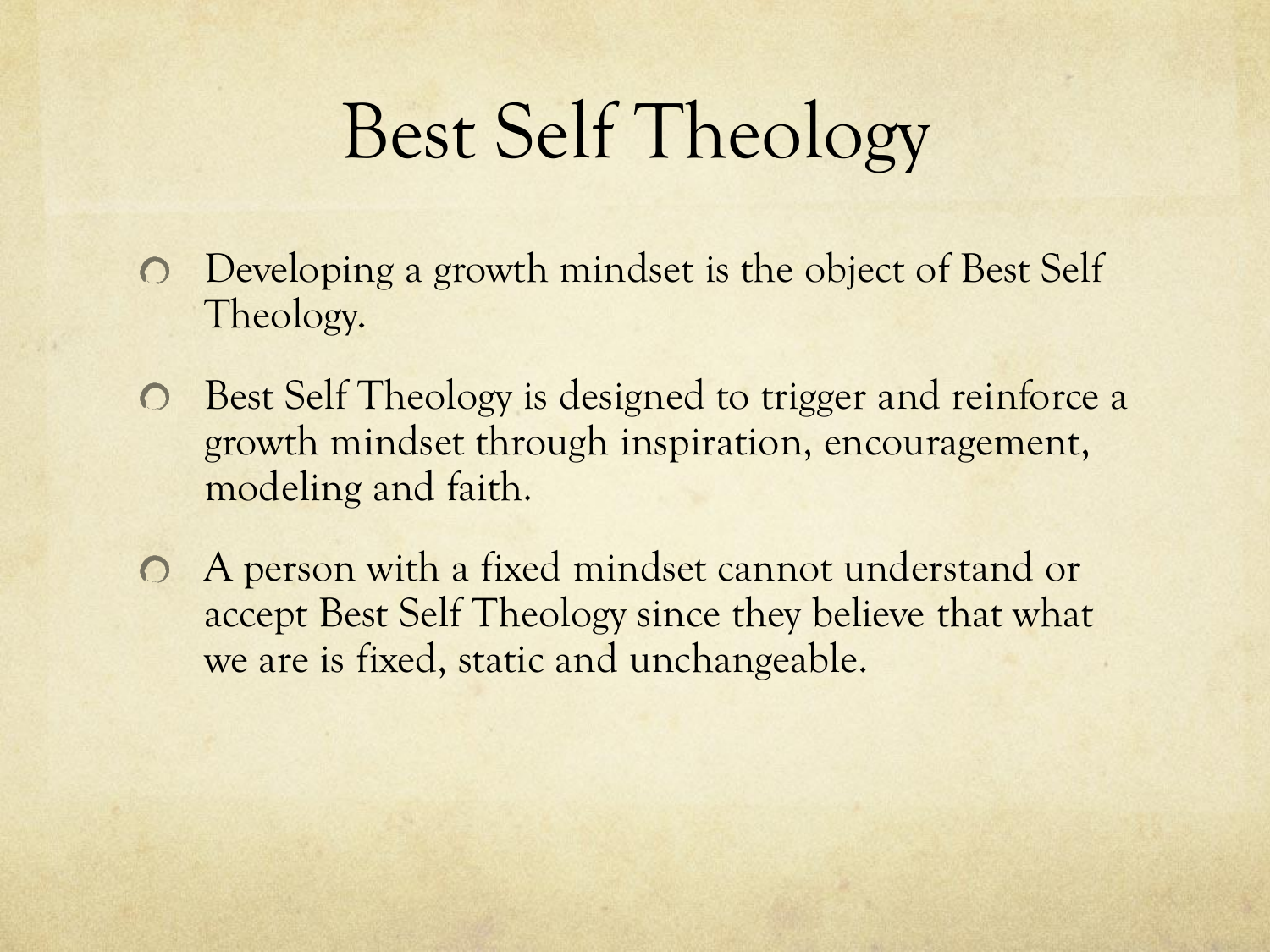# Best Self Theology

- Developing a growth mindset is the object of Best Self Theology.
- Best Self Theology is designed to trigger and reinforce a growth mindset through inspiration, encouragement, modeling and faith.
- A person with a fixed mindset cannot understand or accept Best Self Theology since they believe that what we are is fixed, static and unchangeable.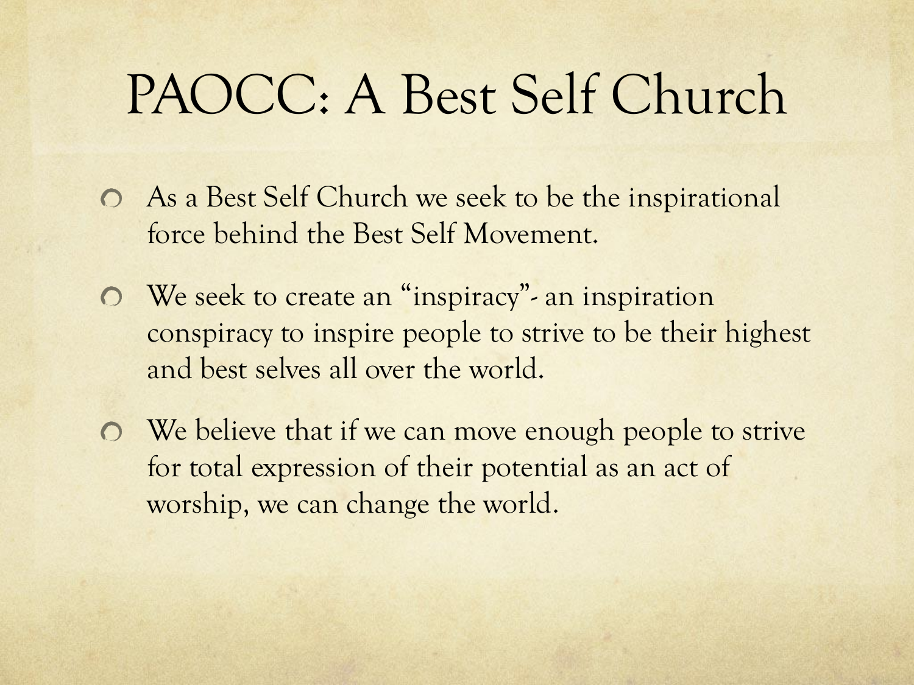# PAOCC: A Best Self Church

- As a Best Self Church we seek to be the inspirational force behind the Best Self Movement.
- We seek to create an "inspiracy"- an inspiration conspiracy to inspire people to strive to be their highest and best selves all over the world.
- We believe that if we can move enough people to strive for total expression of their potential as an act of worship, we can change the world.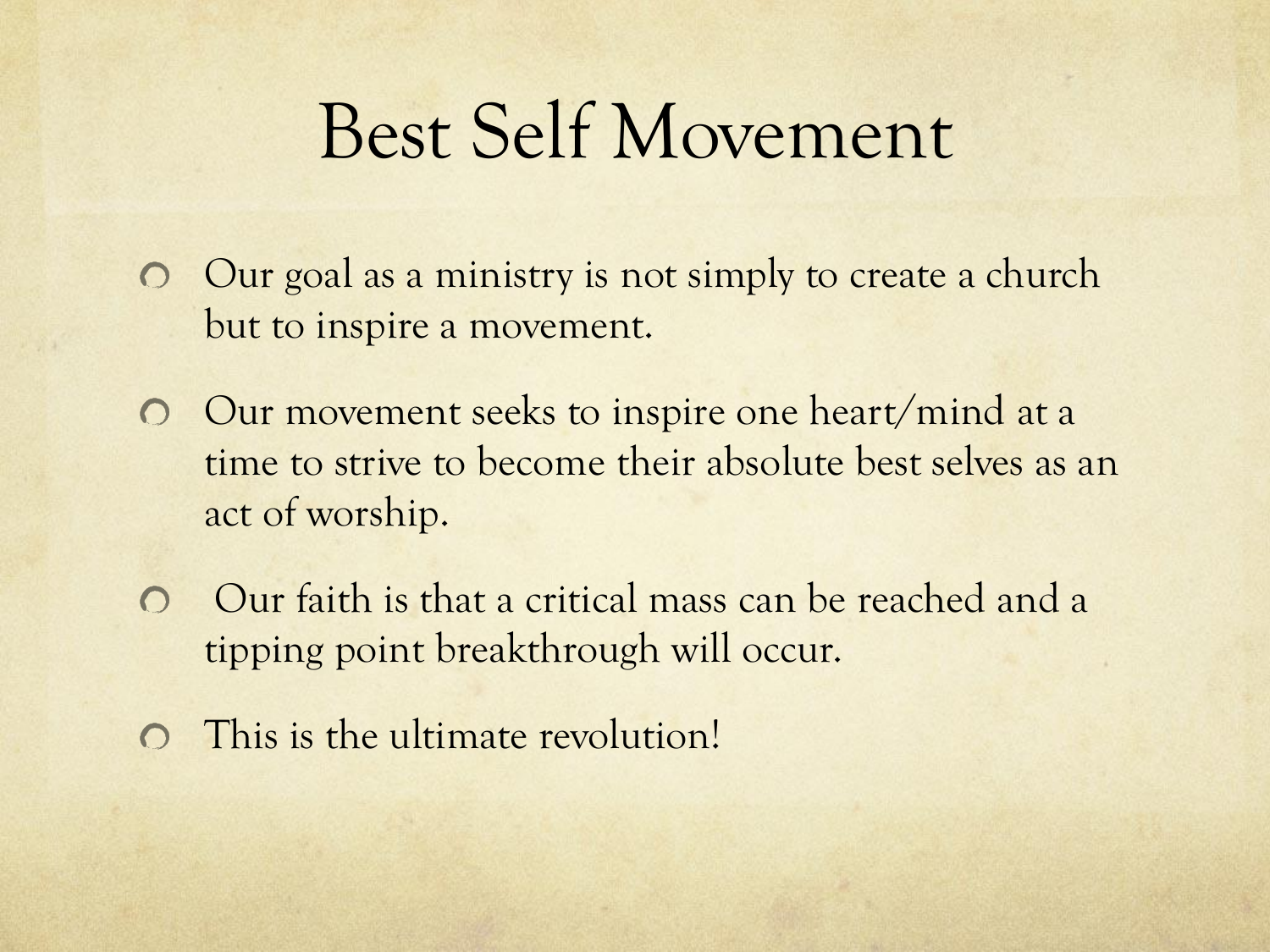# Best Self Movement

- Our goal as a ministry is not simply to create a church but to inspire a movement.
- Our movement seeks to inspire one heart/mind at a time to strive to become their absolute best selves as an act of worship.
- Our faith is that a critical mass can be reached and a tipping point breakthrough will occur.
- This is the ultimate revolution!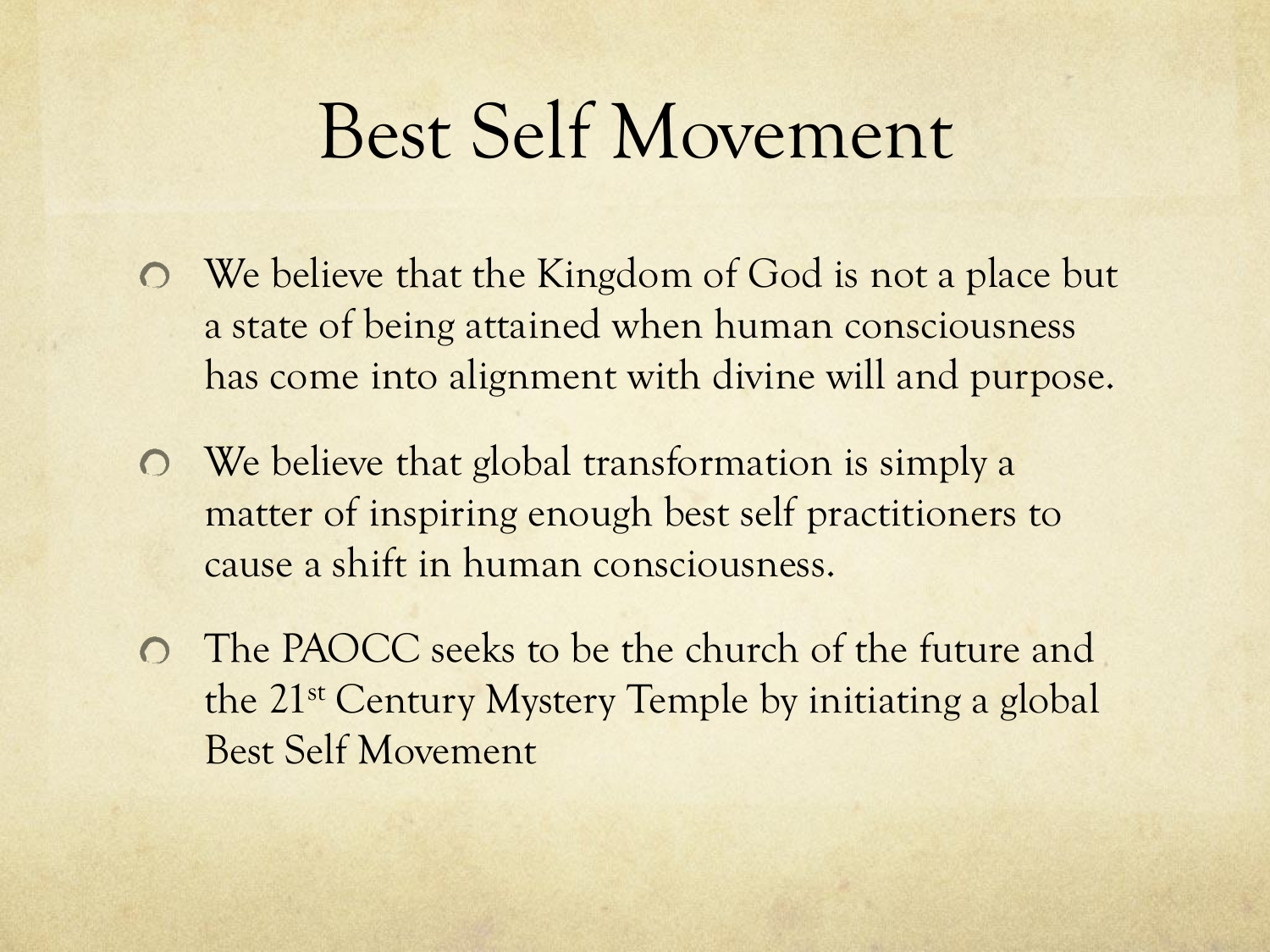# Best Self Movement

- We believe that the Kingdom of God is not a place but a state of being attained when human consciousness has come into alignment with divine will and purpose.
- We believe that global transformation is simply a matter of inspiring enough best self practitioners to cause a shift in human consciousness.
- The PAOCC seeks to be the church of the future and the 21st Century Mystery Temple by initiating a global Best Self Movement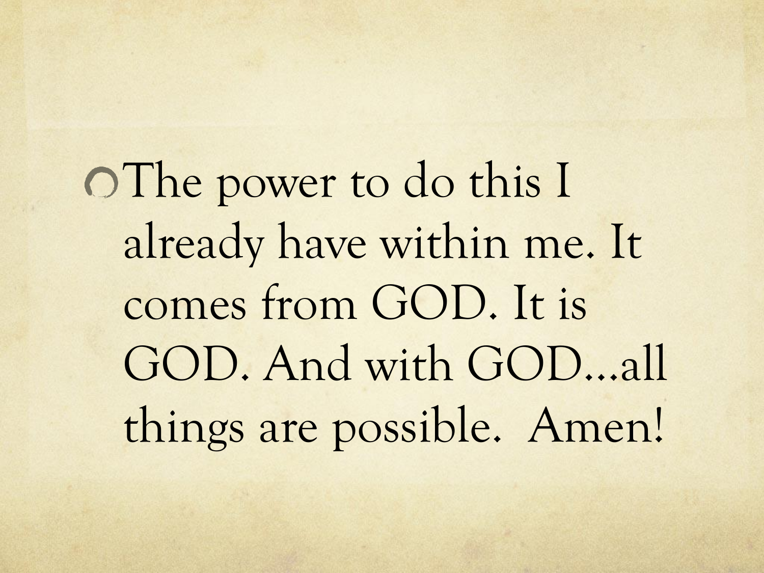- The power to do this I already have within me. It comes from GOD. It is GOD. And with GOD…all things are possible.  Amen!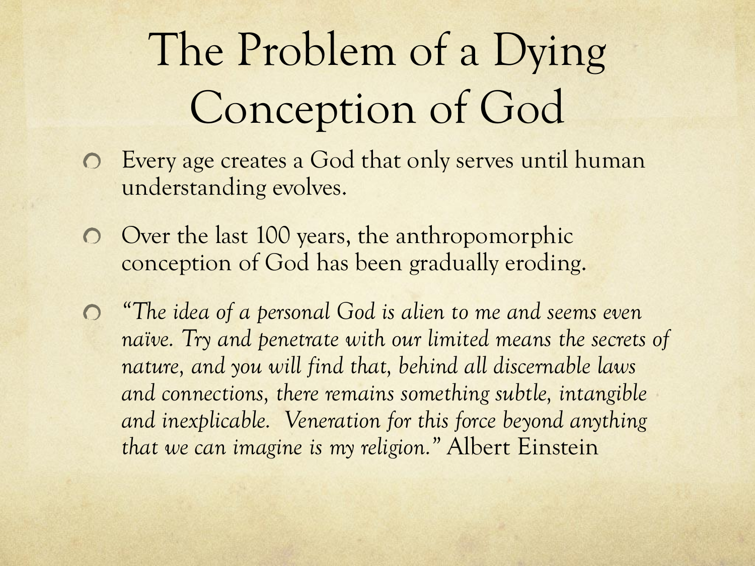# The Problem of a Dying Conception of God

- Every age creates a God that only serves until human understanding evolves.
- Over the last 100 years, the anthropomorphic conception of God has been gradually eroding.
- *"The idea of a personal God is alien to me and seems even naïve. Try and penetrate with our limited means the secrets of nature, and you will find that, behind all discernable laws and connections, there remains something subtle, intangible and inexplicable. Veneration for this force beyond anything that we can imagine is my religion."* Albert Einstein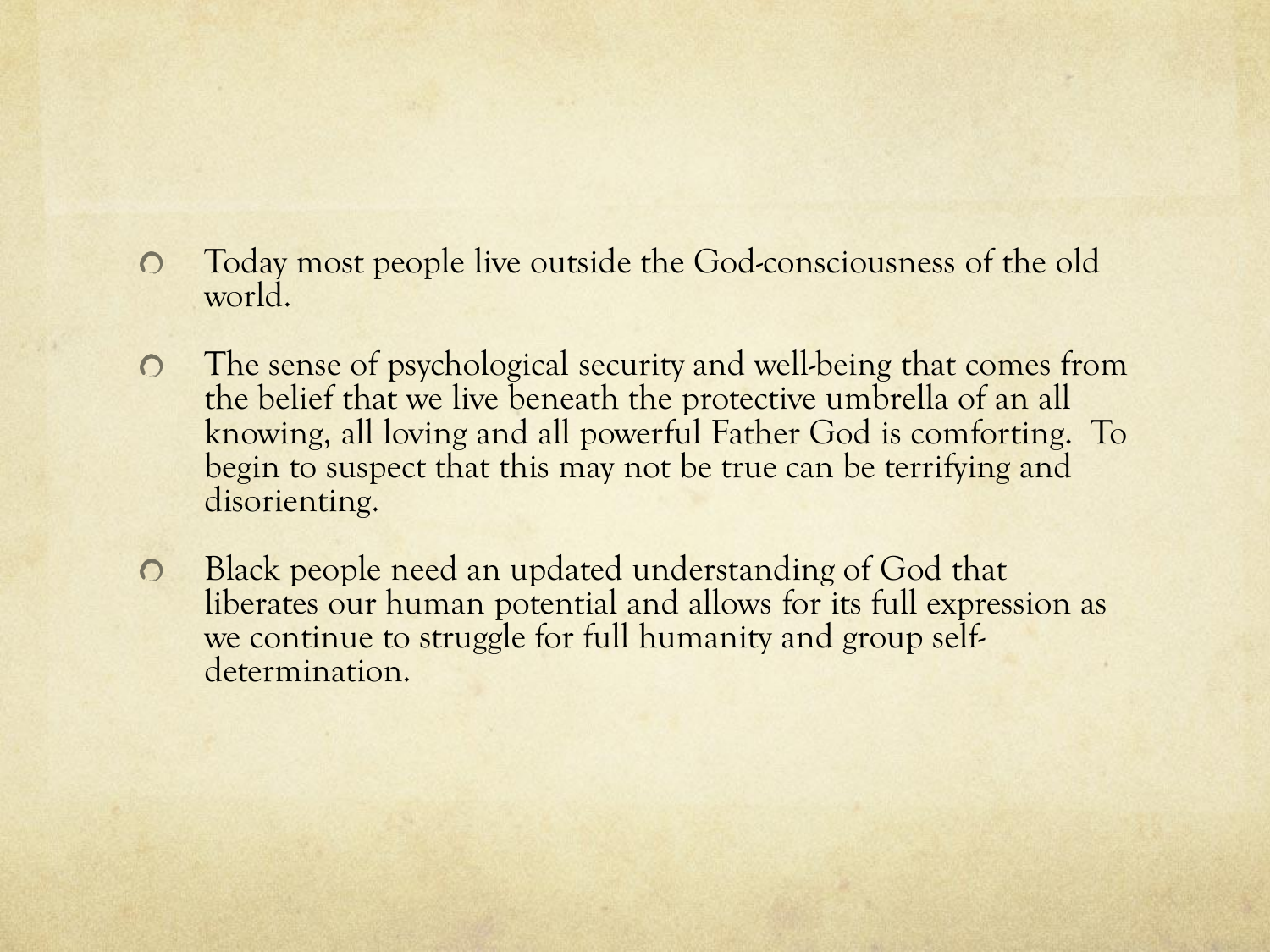- Today most people live outside the God-consciousness of the old world.
- The sense of psychological security and well-being that comes from the belief that we live beneath the protective umbrella of an all knowing, all loving and all powerful Father God is comforting. To begin to suspect that this may not be true can be terrifying and disorienting.
- Black people need an updated understanding of God that liberates our human potential and allows for its full expression as we continue to struggle for full humanity and group self-determination.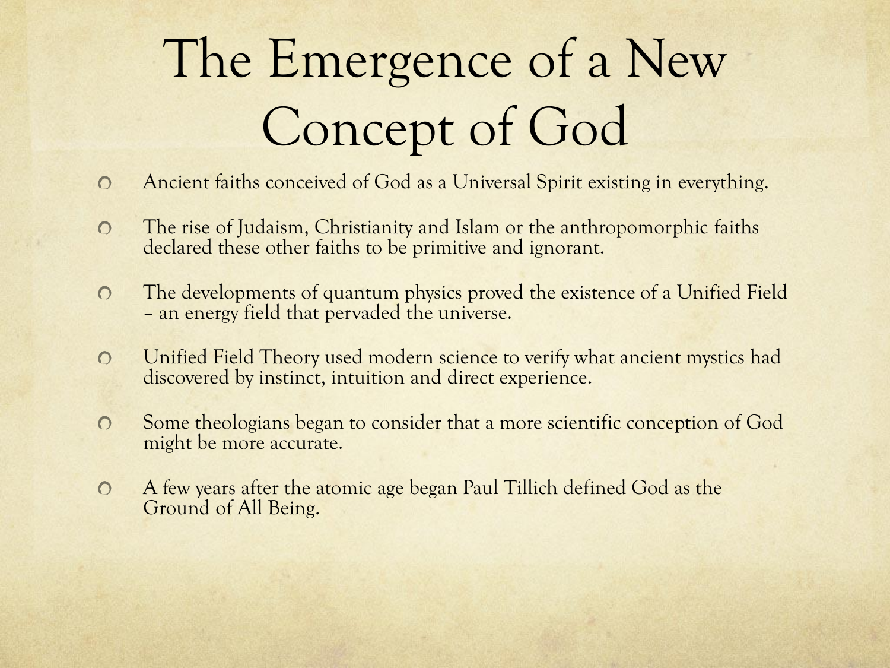# The Emergence of a New Concept of God

- Ancient faiths conceived of God as a Universal Spirit existing in everything.
- The rise of Judaism, Christianity and Islam or the anthropomorphic faiths declared these other faiths to be primitive and ignorant.
- The developments of quantum physics proved the existence of a Unified Field – an energy field that pervaded the universe.
- Unified Field Theory used modern science to verify what ancient mystics had discovered by instinct, intuition and direct experience.
- Some theologians began to consider that a more scientific conception of God might be more accurate.
- A few years after the atomic age began Paul Tillich defined God as the Ground of All Being.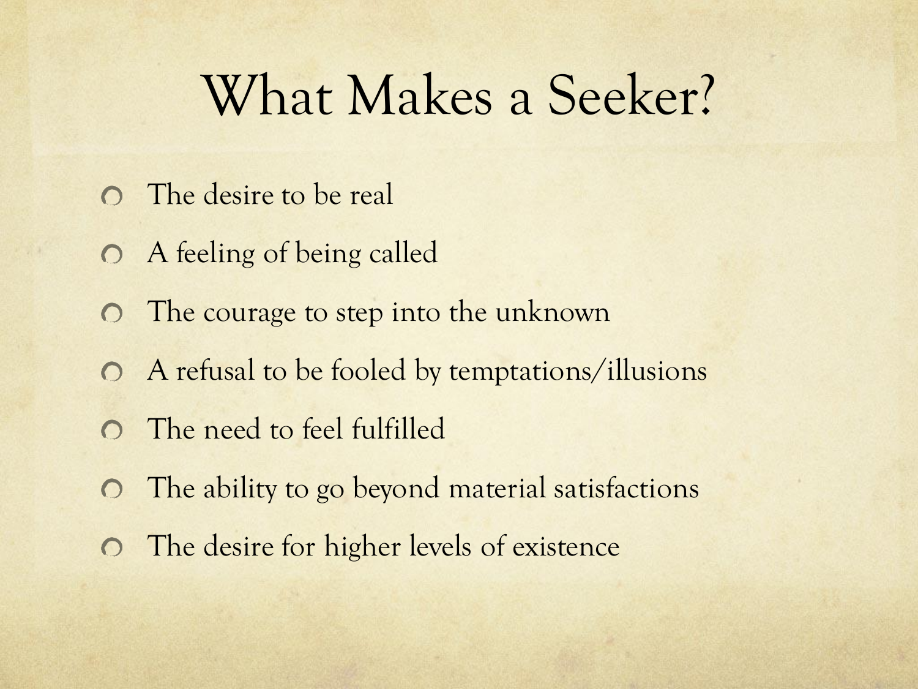# What Makes a Seeker?

- The desire to be real
- A feeling of being called
- The courage to step into the unknown
- A refusal to be fooled by temptations/illusions
- The need to feel fulfilled
- The ability to go beyond material satisfactions
- The desire for higher levels of existence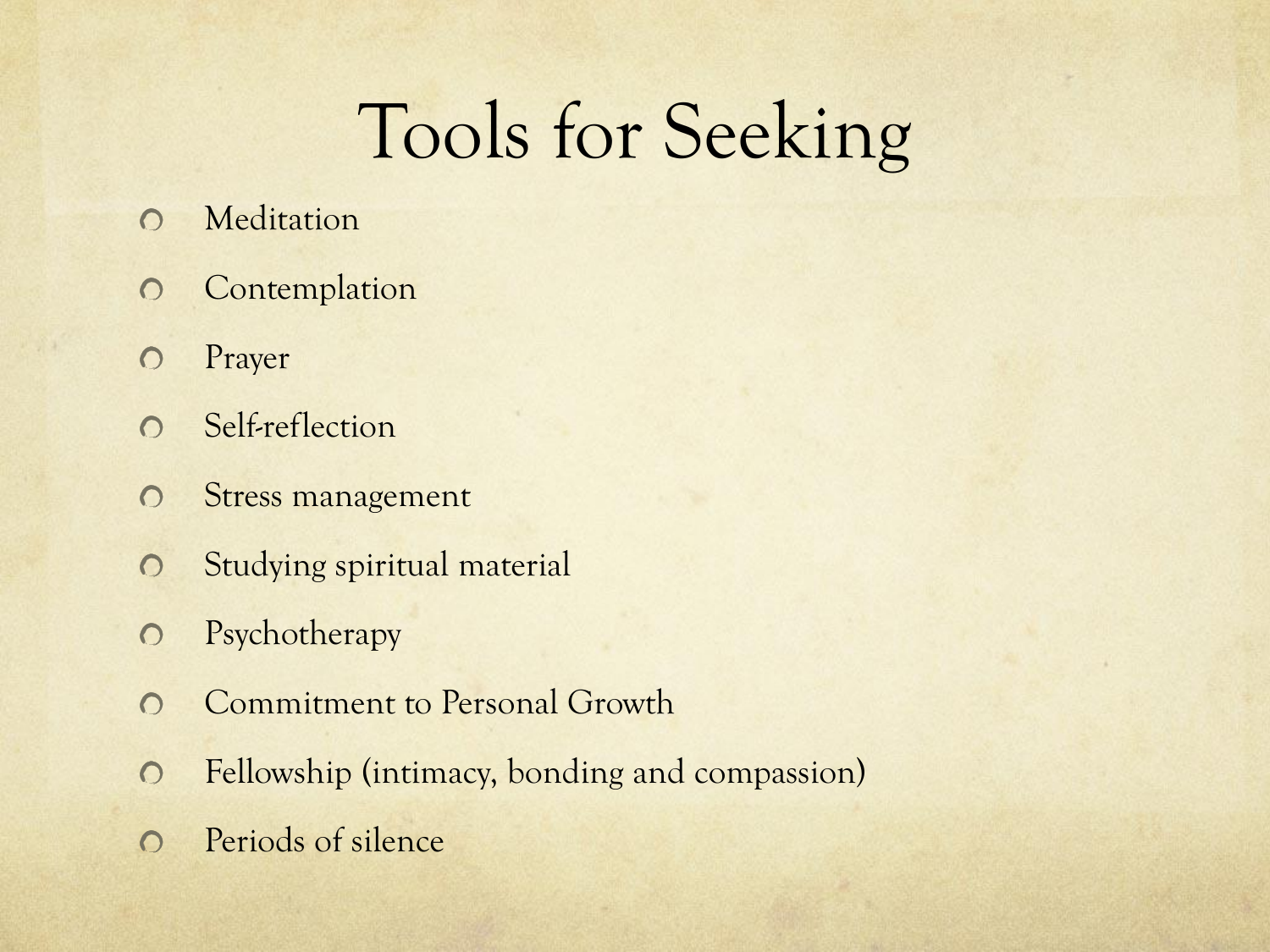# Tools for Seeking

- Meditation
- Contemplation
- Prayer
- Self-reflection
- Stress management
- Studying spiritual material
- Psychotherapy
- Commitment to Personal Growth
- Fellowship (intimacy, bonding and compassion)
- Periods of silence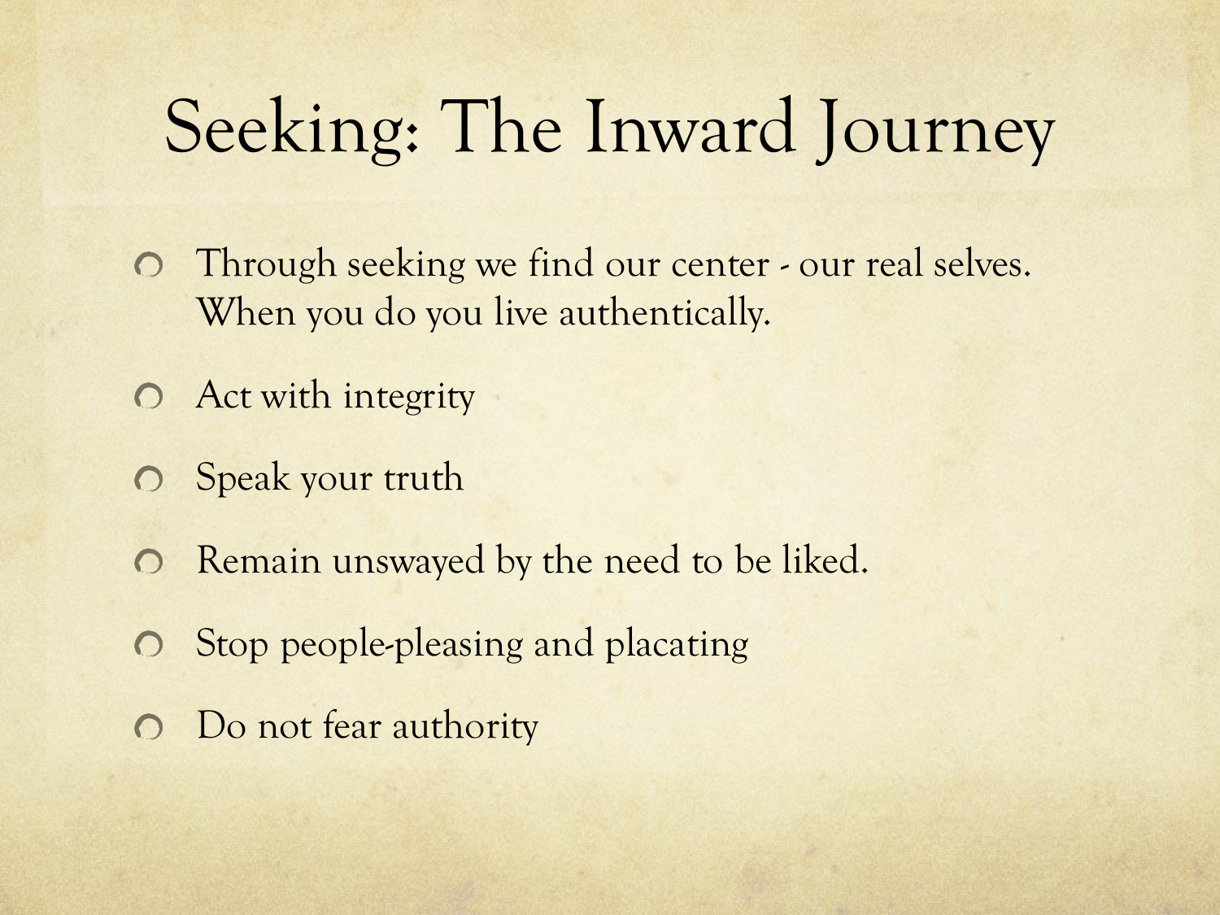# Seeking: The Inward Journey

- Through seeking we find our center - our real selves. When you do you live authentically.
- Act with integrity
- Speak your truth
- Remain unswayed by the need to be liked.
- Stop people-pleasing and placating
- Do not fear authority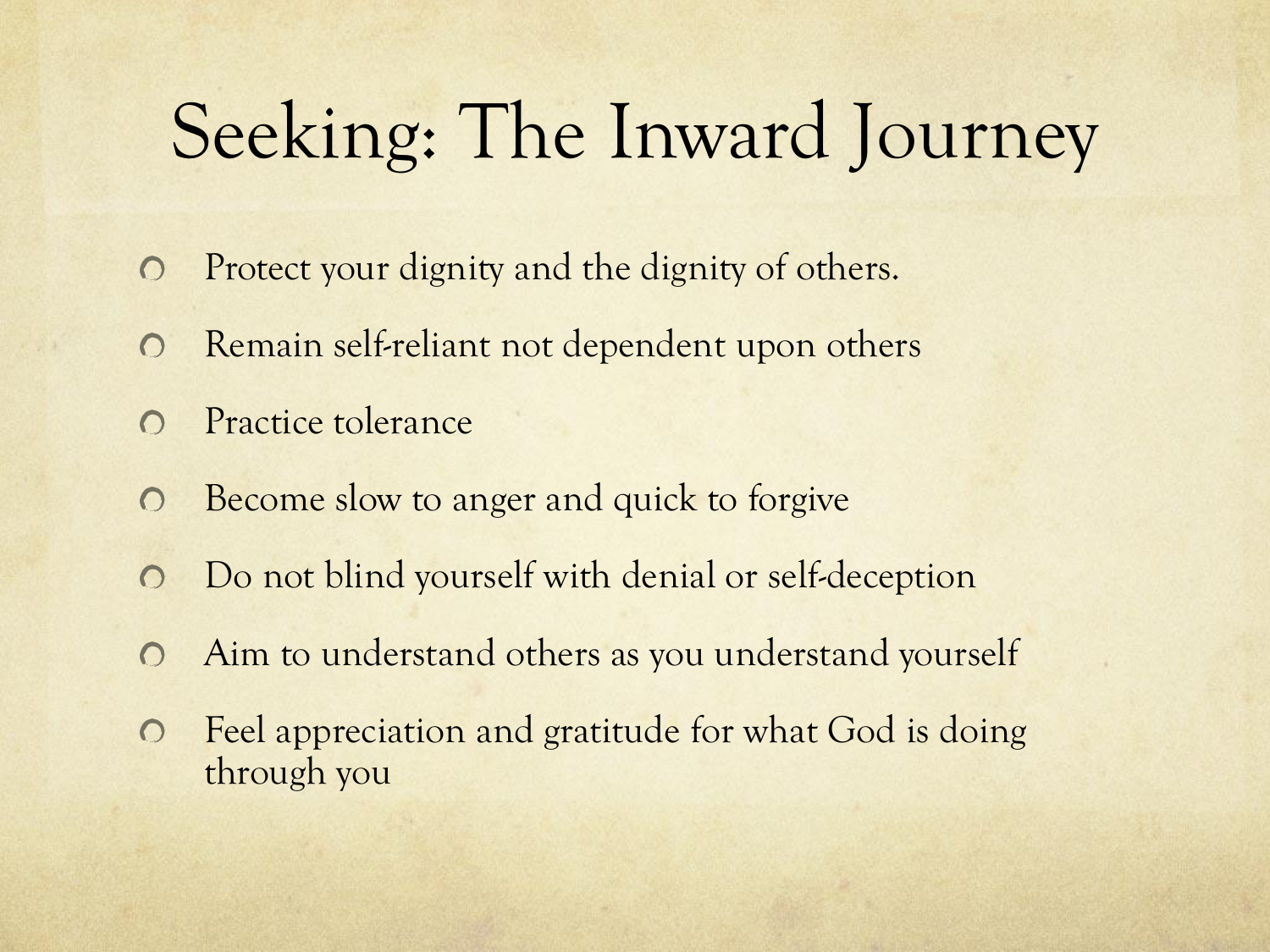# Seeking: The Inward Journey

- Protect your dignity and the dignity of others.
- Remain self-reliant not dependent upon others
- Practice tolerance
- Become slow to anger and quick to forgive
- Do not blind yourself with denial or self-deception
- Aim to understand others as you understand yourself
- Feel appreciation and gratitude for what God is doing through you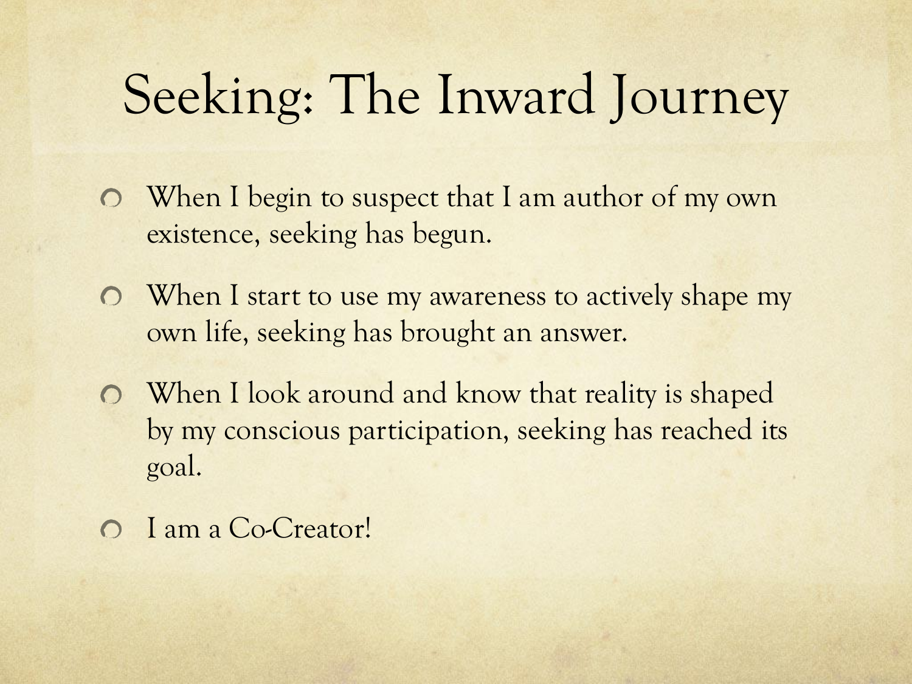# Seeking: The Inward Journey

- When I begin to suspect that I am author of my own existence, seeking has begun.
- When I start to use my awareness to actively shape my own life, seeking has brought an answer.
- When I look around and know that reality is shaped by my conscious participation, seeking has reached its goal.
- I am a Co-Creator!